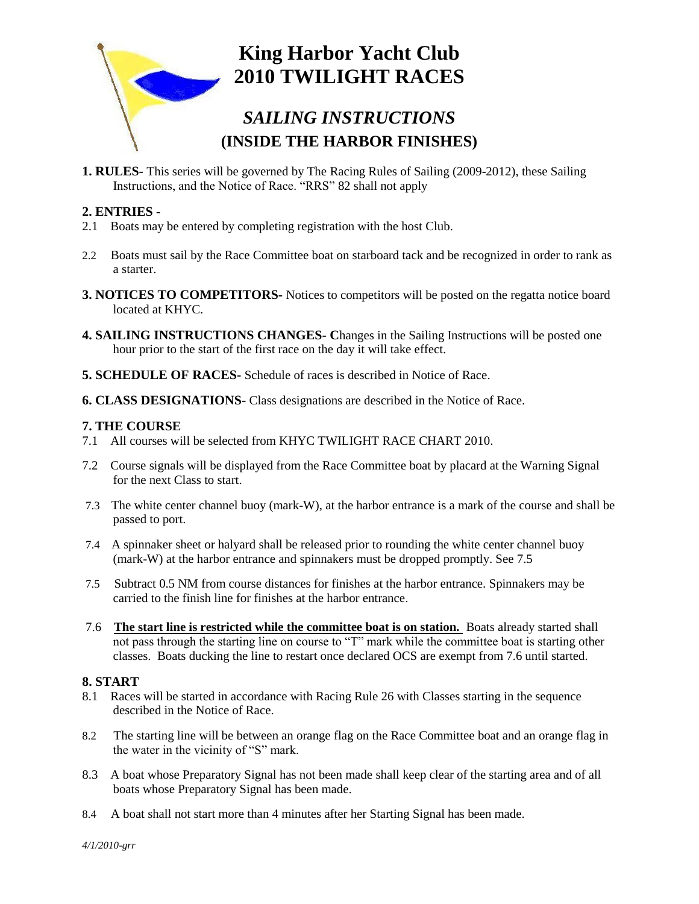# King Harbor Yacht Club
# 2010 TWILIGHT RACES

## *SAILING INSTRUCTIONS*
## (INSIDE THE HARBOR FINISHES)

**1. RULES-** This series will be governed by The Racing Rules of Sailing (2009-2012), these Sailing Instructions, and the Notice of Race. "RRS" 82 shall not apply

**2. ENTRIES -**

2.1 Boats may be entered by completing registration with the host Club.

2.2 Boats must sail by the Race Committee boat on starboard tack and be recognized in order to rank as a starter.

**3. NOTICES TO COMPETITORS-** Notices to competitors will be posted on the regatta notice board located at KHYC.

**4. SAILING INSTRUCTIONS CHANGES- C**hanges in the Sailing Instructions will be posted one hour prior to the start of the first race on the day it will take effect.

**5. SCHEDULE OF RACES-** Schedule of races is described in Notice of Race.

**6. CLASS DESIGNATIONS-** Class designations are described in the Notice of Race.

**7. THE COURSE**

7.1 All courses will be selected from KHYC TWILIGHT RACE CHART 2010.

7.2 Course signals will be displayed from the Race Committee boat by placard at the Warning Signal for the next Class to start.

7.3 The white center channel buoy (mark-W), at the harbor entrance is a mark of the course and shall be passed to port.

7.4 A spinnaker sheet or halyard shall be released prior to rounding the white center channel buoy (mark-W) at the harbor entrance and spinnakers must be dropped promptly. See 7.5

7.5 Subtract 0.5 NM from course distances for finishes at the harbor entrance. Spinnakers may be carried to the finish line for finishes at the harbor entrance.

7.6 **The start line is restricted while the committee boat is on station.** Boats already started shall not pass through the starting line on course to "T" mark while the committee boat is starting other classes. Boats ducking the line to restart once declared OCS are exempt from 7.6 until started.

**8. START**

8.1 Races will be started in accordance with Racing Rule 26 with Classes starting in the sequence described in the Notice of Race.

8.2 The starting line will be between an orange flag on the Race Committee boat and an orange flag in the water in the vicinity of "S" mark.

8.3 A boat whose Preparatory Signal has not been made shall keep clear of the starting area and of all boats whose Preparatory Signal has been made.

8.4 A boat shall not start more than 4 minutes after her Starting Signal has been made.

*4/1/2010-grr*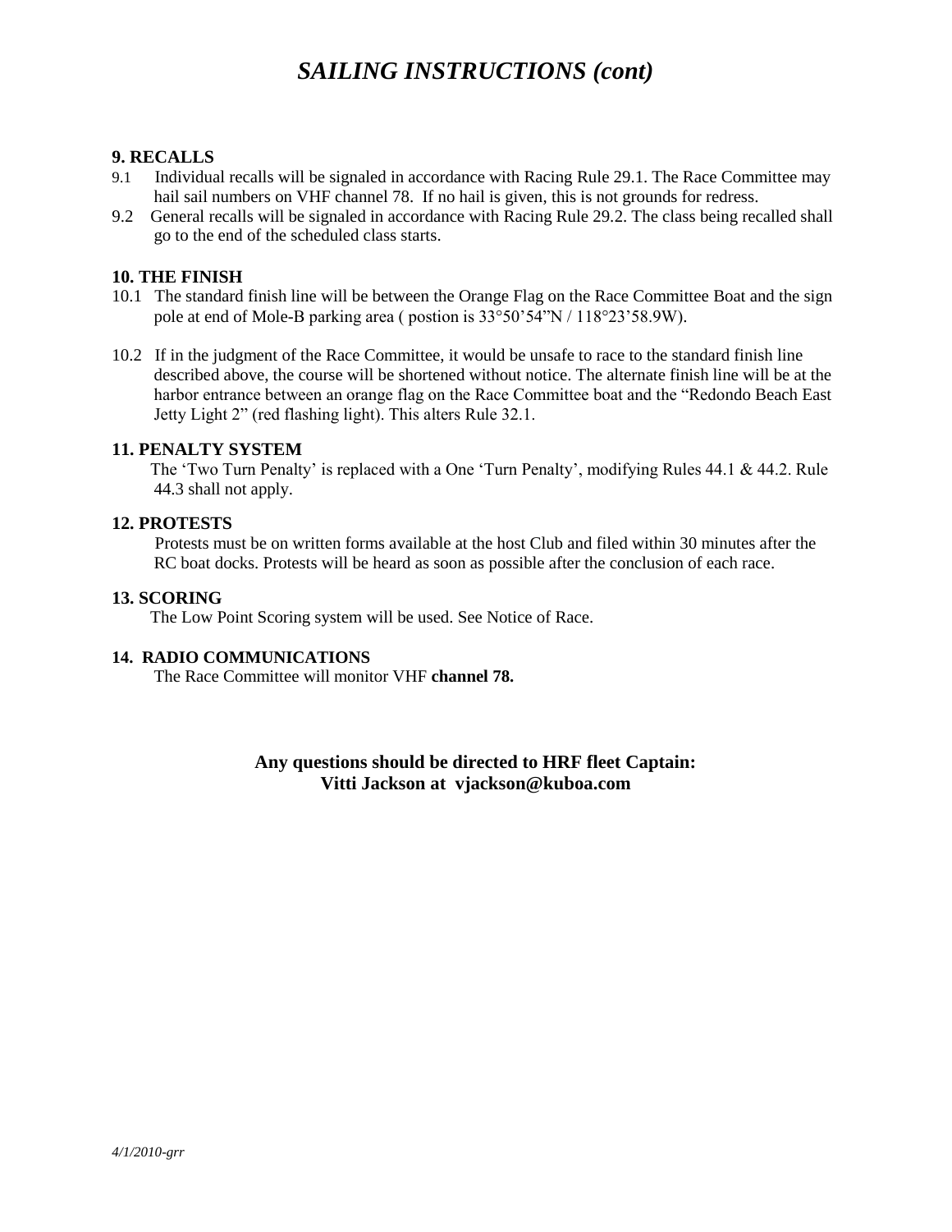# *SAILING INSTRUCTIONS (cont)*

**9. RECALLS**

9.1 Individual recalls will be signaled in accordance with Racing Rule 29.1. The Race Committee may hail sail numbers on VHF channel 78. If no hail is given, this is not grounds for redress.

9.2 General recalls will be signaled in accordance with Racing Rule 29.2. The class being recalled shall go to the end of the scheduled class starts.

**10. THE FINISH**

10.1 The standard finish line will be between the Orange Flag on the Race Committee Boat and the sign pole at end of Mole-B parking area ( postion is 33°50'54"N / 118°23'58.9W).

10.2 If in the judgment of the Race Committee, it would be unsafe to race to the standard finish line described above, the course will be shortened without notice. The alternate finish line will be at the harbor entrance between an orange flag on the Race Committee boat and the "Redondo Beach East Jetty Light 2" (red flashing light). This alters Rule 32.1.

**11. PENALTY SYSTEM**

The 'Two Turn Penalty' is replaced with a One 'Turn Penalty', modifying Rules 44.1 & 44.2. Rule 44.3 shall not apply.

**12. PROTESTS**

Protests must be on written forms available at the host Club and filed within 30 minutes after the RC boat docks. Protests will be heard as soon as possible after the conclusion of each race.

**13. SCORING**

The Low Point Scoring system will be used. See Notice of Race.

**14. RADIO COMMUNICATIONS**

The Race Committee will monitor VHF **channel 78.**

**Any questions should be directed to HRF fleet Captain:**
**Vitti Jackson at vjackson@kuboa.com**

*4/1/2010-grr*